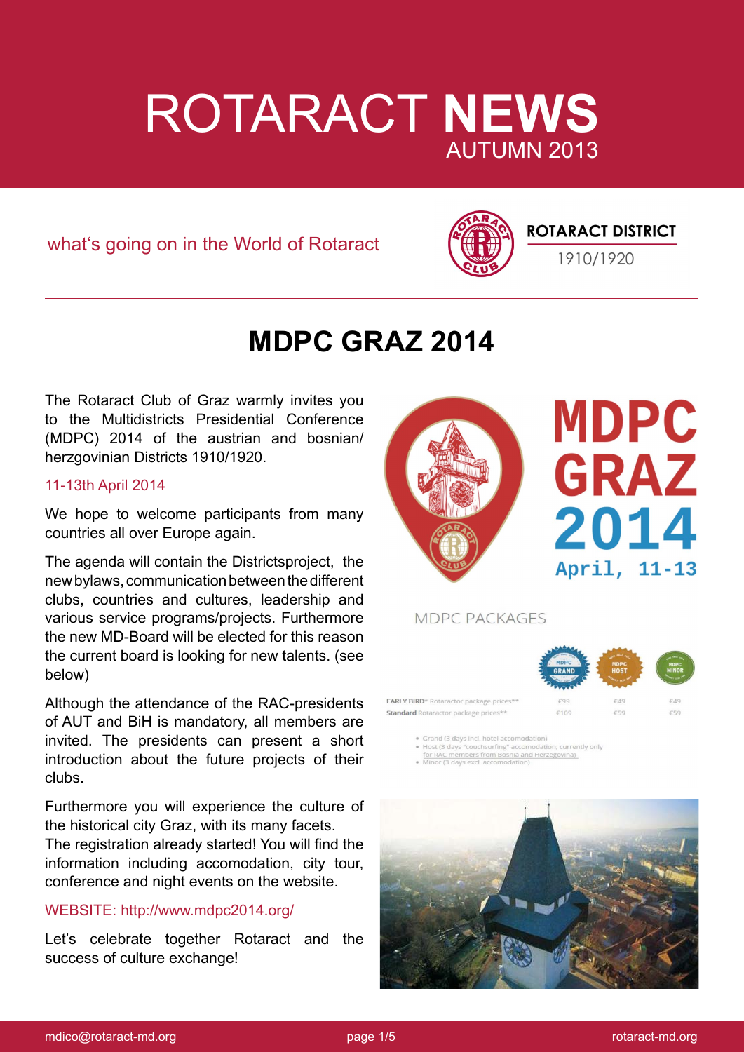# ROTARACT **NEWS**
AUTUMN 2013

what's going on in the World of Rotaract

**ROTARACT DISTRICT**
1910/1920

## MDPC GRAZ 2014

The Rotaract Club of Graz warmly invites you to the Multidistricts Presidential Conference (MDPC) 2014 of the austrian and bosnian/herzgovinian Districts 1910/1920.

11-13th April 2014

We hope to welcome participants from many countries all over Europe again.

The agenda will contain the Districtsproject, the new bylaws, communication between the different clubs, countries and cultures, leadership and various service programs/projects. Furthermore the new MD-Board will be elected for this reason the current board is looking for new talents. (see below)

Although the attendance of the RAC-presidents of AUT and BiH is mandatory, all members are invited. The presidents can present a short introduction about the future projects of their clubs.

Furthermore you will experience the culture of the historical city Graz, with its many facets.
The registration already started! You will find the information including accomodation, city tour, conference and night events on the website.

WEBSITE: http://www.mdpc2014.org/

Let's celebrate together Rotaract and the success of culture exchange!

**MDPC GRAZ 2014**
April, 11-13

MDPC PACKAGES

| | MDPC GRAND | MDPC HOST | MDPC MINOR |
|---|---|---|---|
| **EARLY BIRD*** Rotaractor package prices** | €99 | €49 | €49 |
| **Standard** Rotaractor package prices** | €109 | €59 | €59 |

- Grand (3 days incl. hotel accomodation)
- Host (3 days "couchsurfing" accomodation; currently only for RAC members from Bosnia and Herzegovina)
- Minor (3 days excl. accomodation)

mdico@rotaract-md.org

rotaract-md.org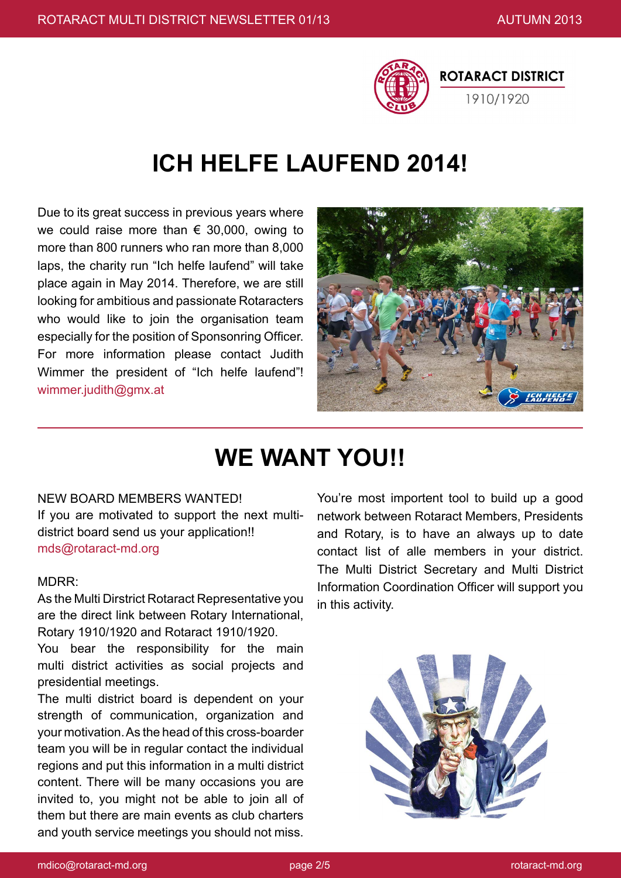ROTARACT DISTRICT 1910/1920

# ICH HELFE LAUFEND 2014!

Due to its great success in previous years where we could raise more than € 30,000, owing to more than 800 runners who ran more than 8,000 laps, the charity run "Ich helfe laufend" will take place again in May 2014. Therefore, we are still looking for ambitious and passionate Rotaracters who would like to join the organisation team especially for the position of Sponsonring Officer. For more information please contact Judith Wimmer the president of "Ich helfe laufend"! wimmer.judith@gmx.at

# WE WANT YOU!!

NEW BOARD MEMBERS WANTED!
If you are motivated to support the next multi-district board send us your application!!
mds@rotaract-md.org

MDRR:
As the Multi Dirstrict Rotaract Representative you are the direct link between Rotary International, Rotary 1910/1920 and Rotaract 1910/1920.
You bear the responsibility for the main multi district activities as social projects and presidential meetings.
The multi district board is dependent on your strength of communication, organization and your motivation. As the head of this cross-boarder team you will be in regular contact the individual regions and put this information in a multi district content. There will be many occasions you are invited to, you might not be able to join all of them but there are main events as club charters and youth service meetings you should not miss.

You're most importent tool to build up a good network between Rotaract Members, Presidents and Rotary, is to have an always up to date contact list of alle members in your district. The Multi District Secretary and Multi District Information Coordination Officer will support you in this activity.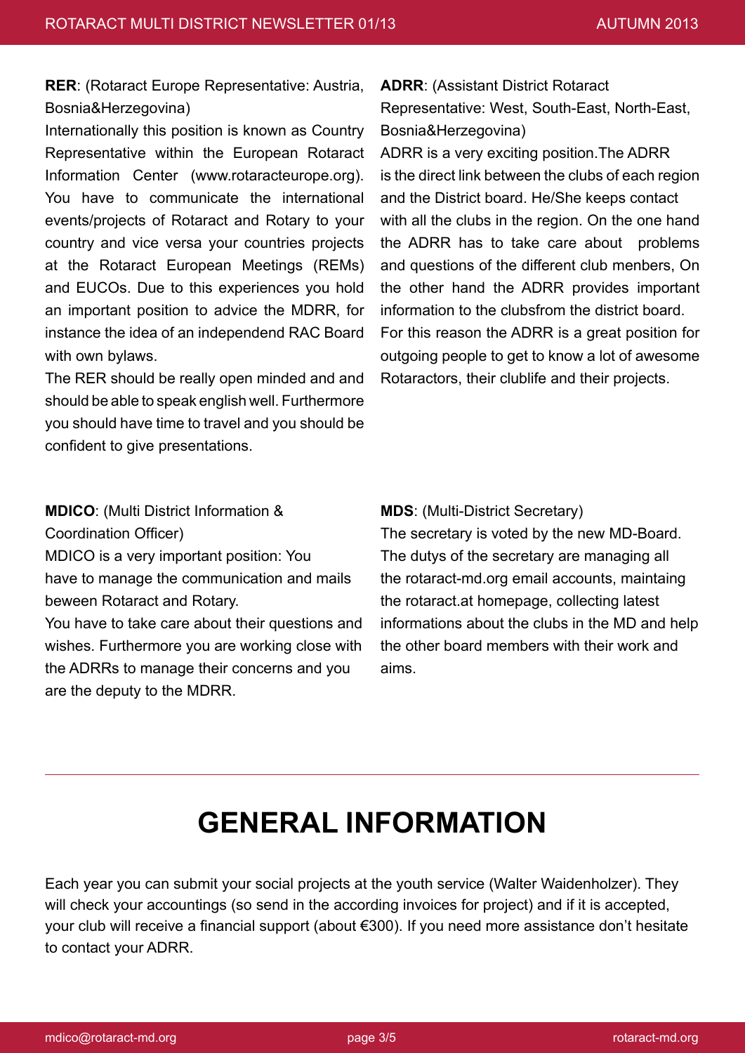**RER**: (Rotaract Europe Representative: Austria, Bosnia&Herzegovina)
Internationally this position is known as Country Representative within the European Rotaract Information Center (www.rotaracteurope.org). You have to communicate the international events/projects of Rotaract and Rotary to your country and vice versa your countries projects at the Rotaract European Meetings (REMs) and EUCOs. Due to this experiences you hold an important position to advice the MDRR, for instance the idea of an independend RAC Board with own bylaws.
The RER should be really open minded and and should be able to speak english well. Furthermore you should have time to travel and you should be confident to give presentations.

**ADRR**: (Assistant District Rotaract Representative: West, South-East, North-East, Bosnia&Herzegovina)
ADRR is a very exciting position.The ADRR is the direct link between the clubs of each region and the District board. He/She keeps contact with all the clubs in the region. On the one hand the ADRR has to take care about problems and questions of the different club menbers, On the other hand the ADRR provides important information to the clubsfrom the district board.
For this reason the ADRR is a great position for outgoing people to get to know a lot of awesome Rotaractors, their clublife and their projects.

**MDICO**: (Multi District Information & Coordination Officer)
MDICO is a very important position: You have to manage the communication and mails beween Rotaract and Rotary.
You have to take care about their questions and wishes. Furthermore you are working close with the ADRRs to manage their concerns and you are the deputy to the MDRR.

**MDS**: (Multi-District Secretary)
The secretary is voted by the new MD-Board. The dutys of the secretary are managing all the rotaract-md.org email accounts, maintaing the rotaract.at homepage, collecting latest informations about the clubs in the MD and help the other board members with their work and aims.

---

# GENERAL INFORMATION

Each year you can submit your social projects at the youth service (Walter Waidenholzer). They will check your accountings (so send in the according invoices for project) and if it is accepted, your club will receive a financial support (about €300). If you need more assistance don't hesitate to contact your ADRR.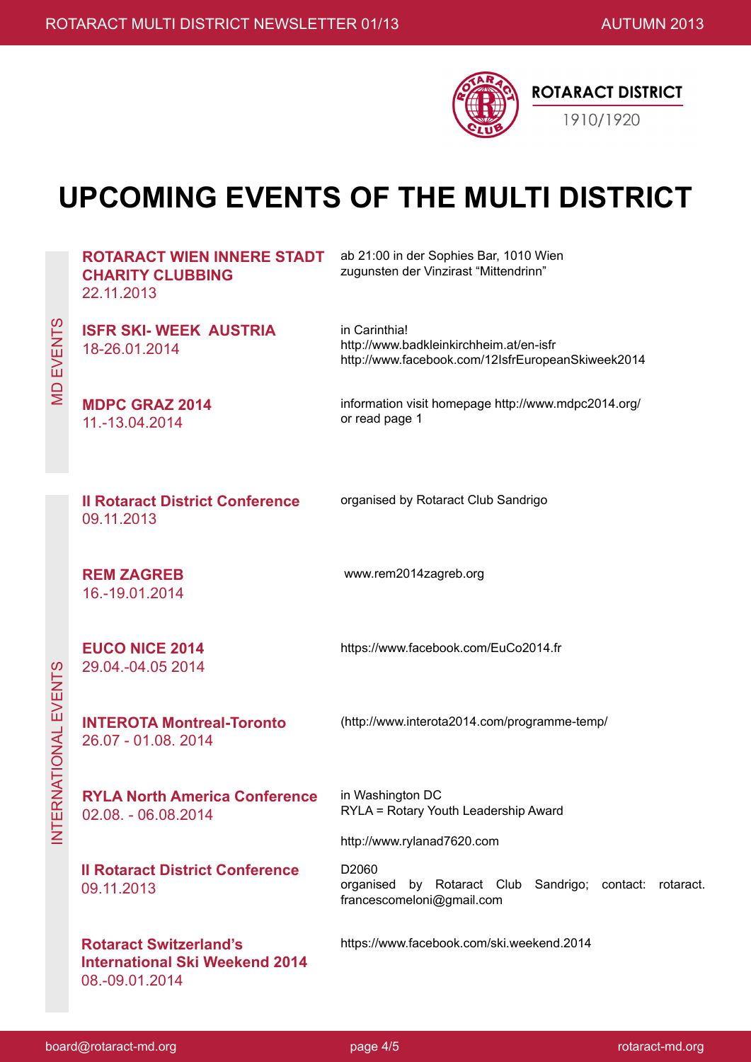ROTARACT DISTRICT 1910/1920

# UPCOMING EVENTS OF THE MULTI DISTRICT

## MD EVENTS

| Event | Details |
|---|---|
| **ROTARACT WIEN INNERE STADT CHARITY CLUBBING** 22.11.2013 | ab 21:00 in der Sophies Bar, 1010 Wien zugunsten der Vinzirast "Mittendrinn" |
| **ISFR SKI- WEEK AUSTRIA** 18-26.01.2014 | in Carinthia! http://www.badkleinkirchheim.at/en-isfr http://www.facebook.com/12IsfrEuropeanSkiweek2014 |
| **MDPC GRAZ 2014** 11.-13.04.2014 | information visit homepage http://www.mdpc2014.org/ or read page 1 |

## INTERNATIONAL EVENTS

| Event | Details |
|---|---|
| **II Rotaract District Conference** 09.11.2013 | organised by Rotaract Club Sandrigo |
| **REM ZAGREB** 16.-19.01.2014 | www.rem2014zagreb.org |
| **EUCO NICE 2014** 29.04.-04.05 2014 | https://www.facebook.com/EuCo2014.fr |
| **INTEROTA Montreal-Toronto** 26.07 - 01.08. 2014 | (http://www.interota2014.com/programme-temp/ |
| **RYLA North America Conference** 02.08. - 06.08.2014 | in Washington DC RYLA = Rotary Youth Leadership Award http://www.rylanad7620.com |
| **II Rotaract District Conference** 09.11.2013 | D2060 organised by Rotaract Club Sandrigo; contact: rotaract.francescomeloni@gmail.com |
| **Rotaract Switzerland's International Ski Weekend 2014** 08.-09.01.2014 | https://www.facebook.com/ski.weekend.2014 |

board@rotaract-md.org | rotaract-md.org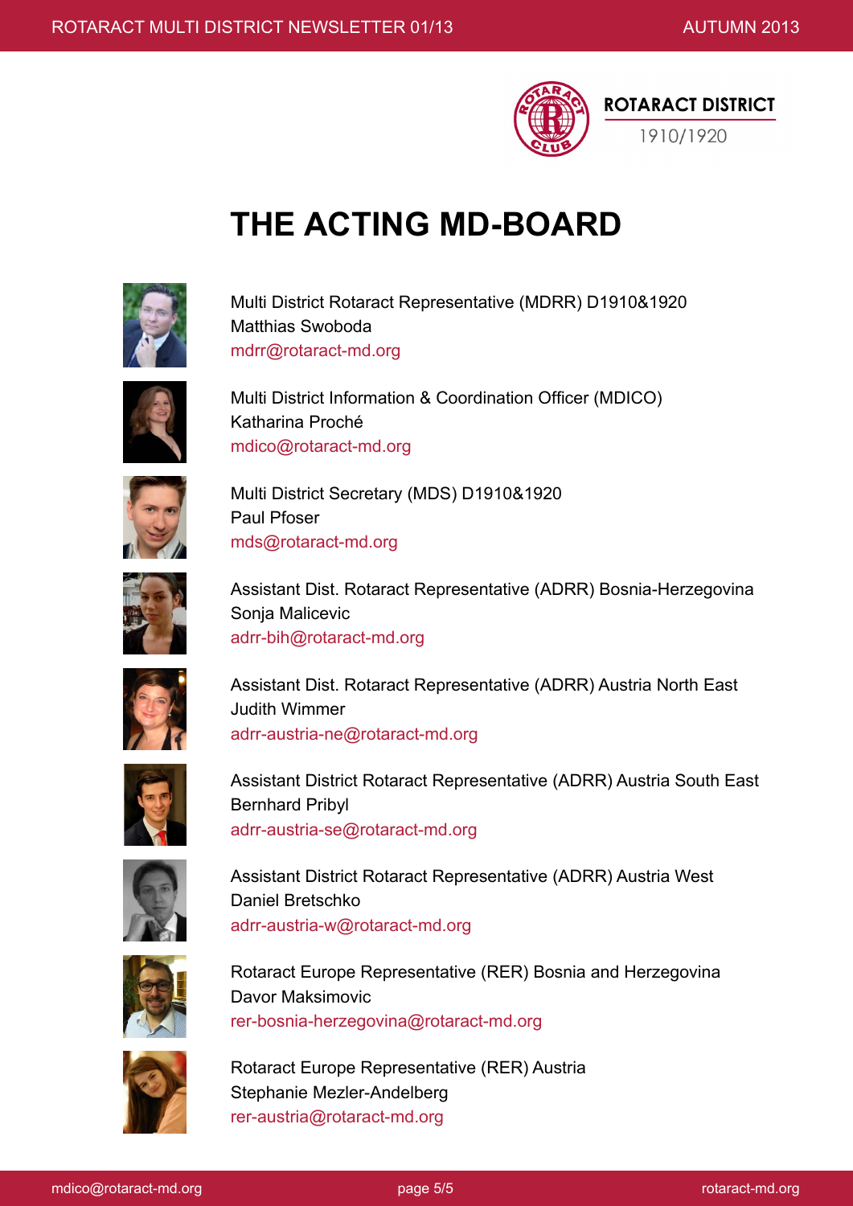ROTARACT DISTRICT
1910/1920

# THE ACTING MD-BOARD

Multi District Rotaract Representative (MDRR) D1910&1920
Matthias Swoboda
mdrr@rotaract-md.org

Multi District Information & Coordination Officer (MDICO)
Katharina Proché
mdico@rotaract-md.org

Multi District Secretary (MDS) D1910&1920
Paul Pfoser
mds@rotaract-md.org

Assistant Dist. Rotaract Representative (ADRR) Bosnia-Herzegovina
Sonja Malicevic
adrr-bih@rotaract-md.org

Assistant Dist. Rotaract Representative (ADRR) Austria North East
Judith Wimmer
adrr-austria-ne@rotaract-md.org

Assistant District Rotaract Representative (ADRR) Austria South East
Bernhard Pribyl
adrr-austria-se@rotaract-md.org

Assistant District Rotaract Representative (ADRR) Austria West
Daniel Bretschko
adrr-austria-w@rotaract-md.org

Rotaract Europe Representative (RER) Bosnia and Herzegovina
Davor Maksimovic
rer-bosnia-herzegovina@rotaract-md.org

Rotaract Europe Representative (RER) Austria
Stephanie Mezler-Andelberg
rer-austria@rotaract-md.org